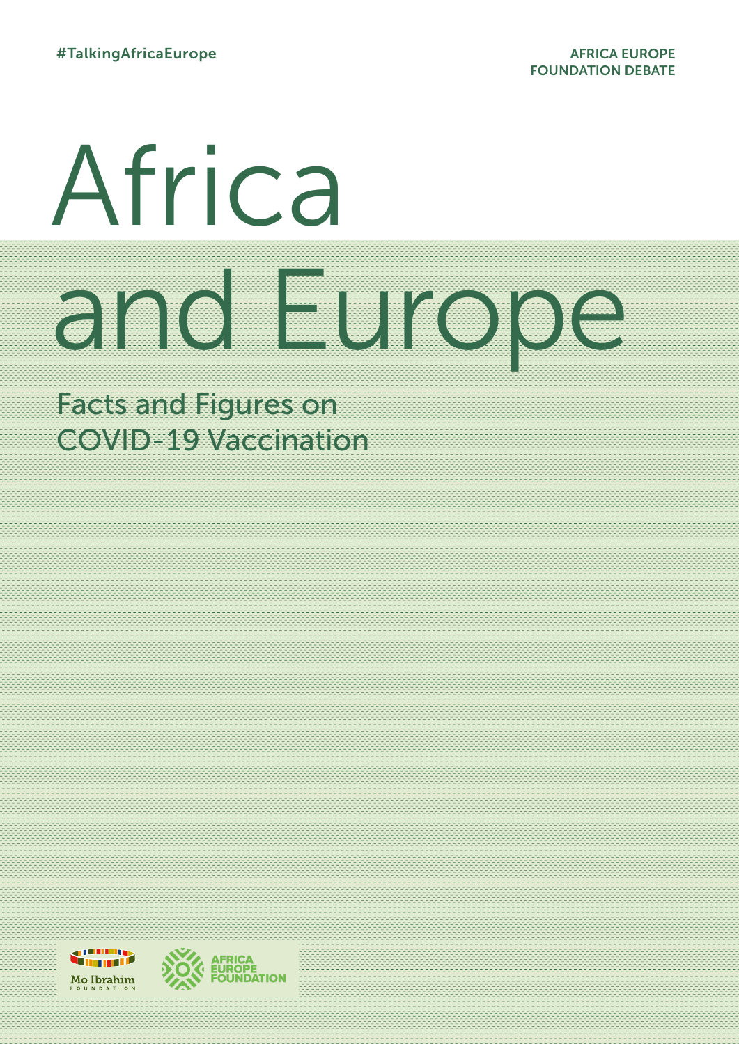#TalkingAfricaEurope

AFRICA EUROPE FOUNDATION DEBATE

# Africa and Europe

## Facts and Figures on COVID-19 Vaccination

Mo Ibrahim Foundation

Africa Europe Foundation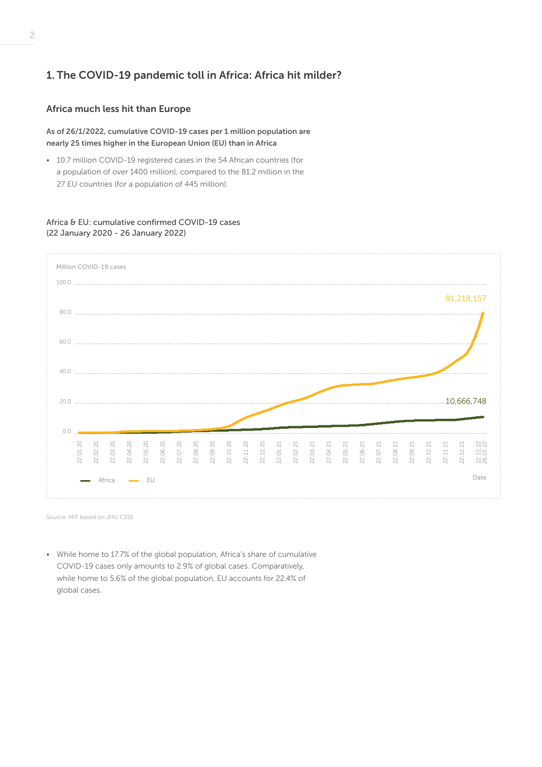## 1. The COVID-19 pandemic toll in Africa: Africa hit milder?

### Africa much less hit than Europe

**As of 26/1/2022, cumulative COVID-19 cases per 1 million population are nearly 25 times higher in the European Union (EU) than in Africa**

- 10.7 million COVID-19 registered cases in the 54 African countries (for a population of over 1400 million), compared to the 81.2 million in the 27 EU countries (for a population of 445 million).

Africa & EU: cumulative confirmed COVID-19 cases
(22 January 2020 - 26 January 2022)

Source: MIF based on JHU CSSE

- While home to 17.7% of the global population, Africa's share of cumulative COVID-19 cases only amounts to 2.9% of global cases. Comparatively, while home to 5.6% of the global population, EU accounts for 22.4% of global cases.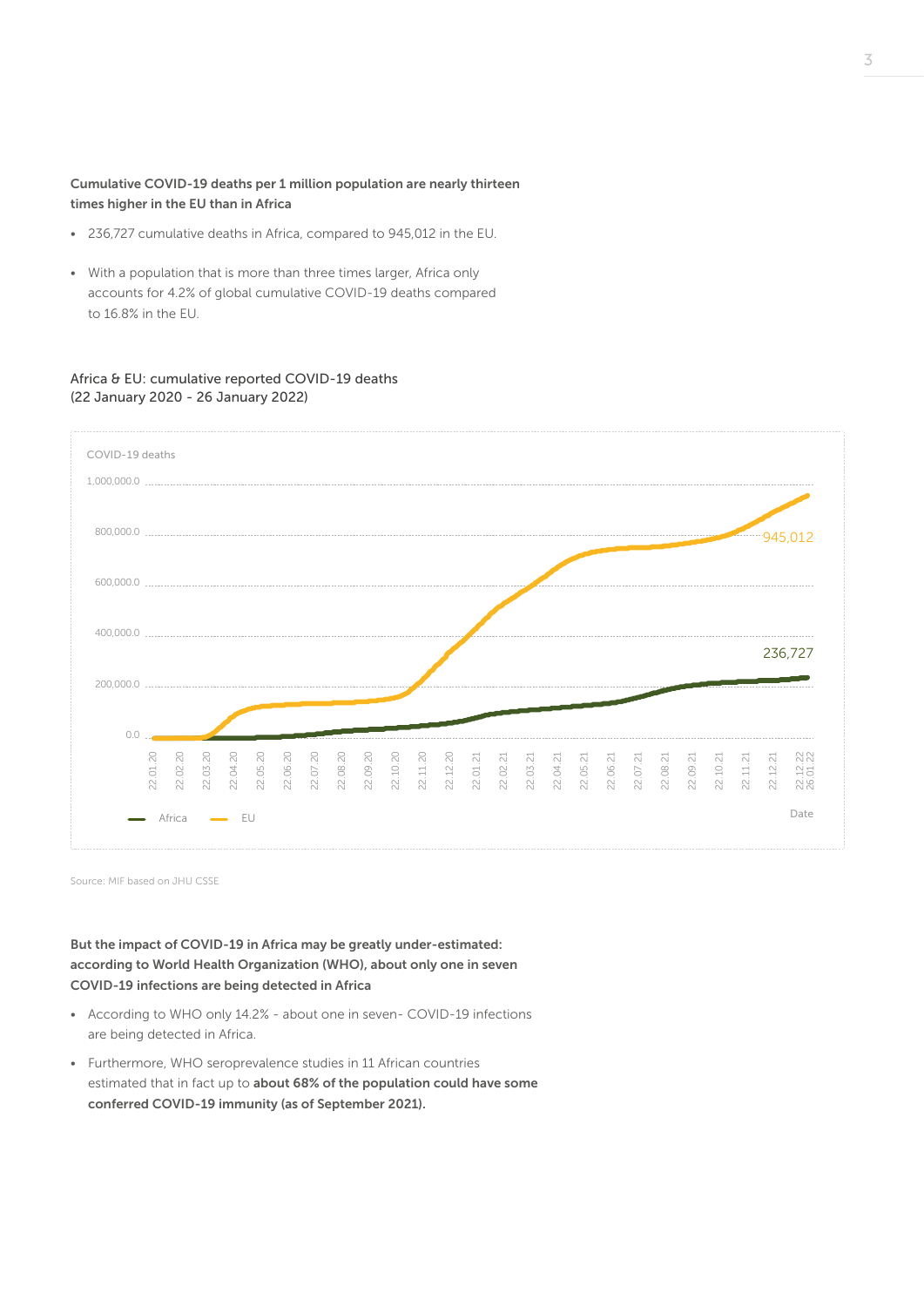**Cumulative COVID-19 deaths per 1 million population are nearly thirteen times higher in the EU than in Africa**

- 236,727 cumulative deaths in Africa, compared to 945,012 in the EU.
- With a population that is more than three times larger, Africa only accounts for 4.2% of global cumulative COVID-19 deaths compared to 16.8% in the EU.

Africa & EU: cumulative reported COVID-19 deaths
(22 January 2020 - 26 January 2022)

Source: MIF based on JHU CSSE

**But the impact of COVID-19 in Africa may be greatly under-estimated: according to World Health Organization (WHO), about only one in seven COVID-19 infections are being detected in Africa**

- According to WHO only 14.2% - about one in seven- COVID-19 infections are being detected in Africa.
- Furthermore, WHO seroprevalence studies in 11 African countries estimated that in fact up to **about 68% of the population could have some conferred COVID-19 immunity (as of September 2021).**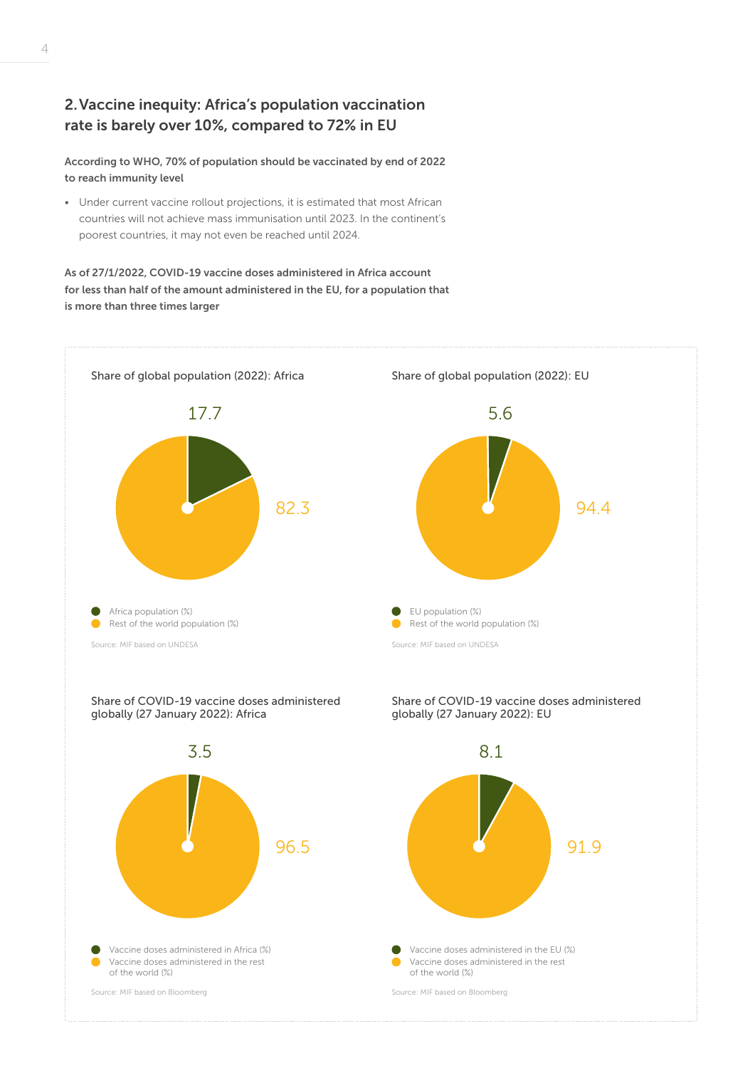## 2. Vaccine inequity: Africa's population vaccination rate is barely over 10%, compared to 72% in EU

**According to WHO, 70% of population should be vaccinated by end of 2022 to reach immunity level**

- Under current vaccine rollout projections, it is estimated that most African countries will not achieve mass immunisation until 2023. In the continent's poorest countries, it may not even be reached until 2024.

**As of 27/1/2022, COVID-19 vaccine doses administered in Africa account for less than half of the amount administered in the EU, for a population that is more than three times larger**

Share of global population (2022): Africa

17.7

82.3

- Africa population (%)
- Rest of the world population (%)

Source: MIF based on UNDESA

Share of global population (2022): EU

5.6

94.4

- EU population (%)
- Rest of the world population (%)

Source: MIF based on UNDESA

Share of COVID-19 vaccine doses administered globally (27 January 2022): Africa

3.5

96.5

- Vaccine doses administered in Africa (%)
- Vaccine doses administered in the rest of the world (%)

Source: MIF based on Bloomberg

Share of COVID-19 vaccine doses administered globally (27 January 2022): EU

8.1

91.9

- Vaccine doses administered in the EU (%)
- Vaccine doses administered in the rest of the world (%)

Source: MIF based on Bloomberg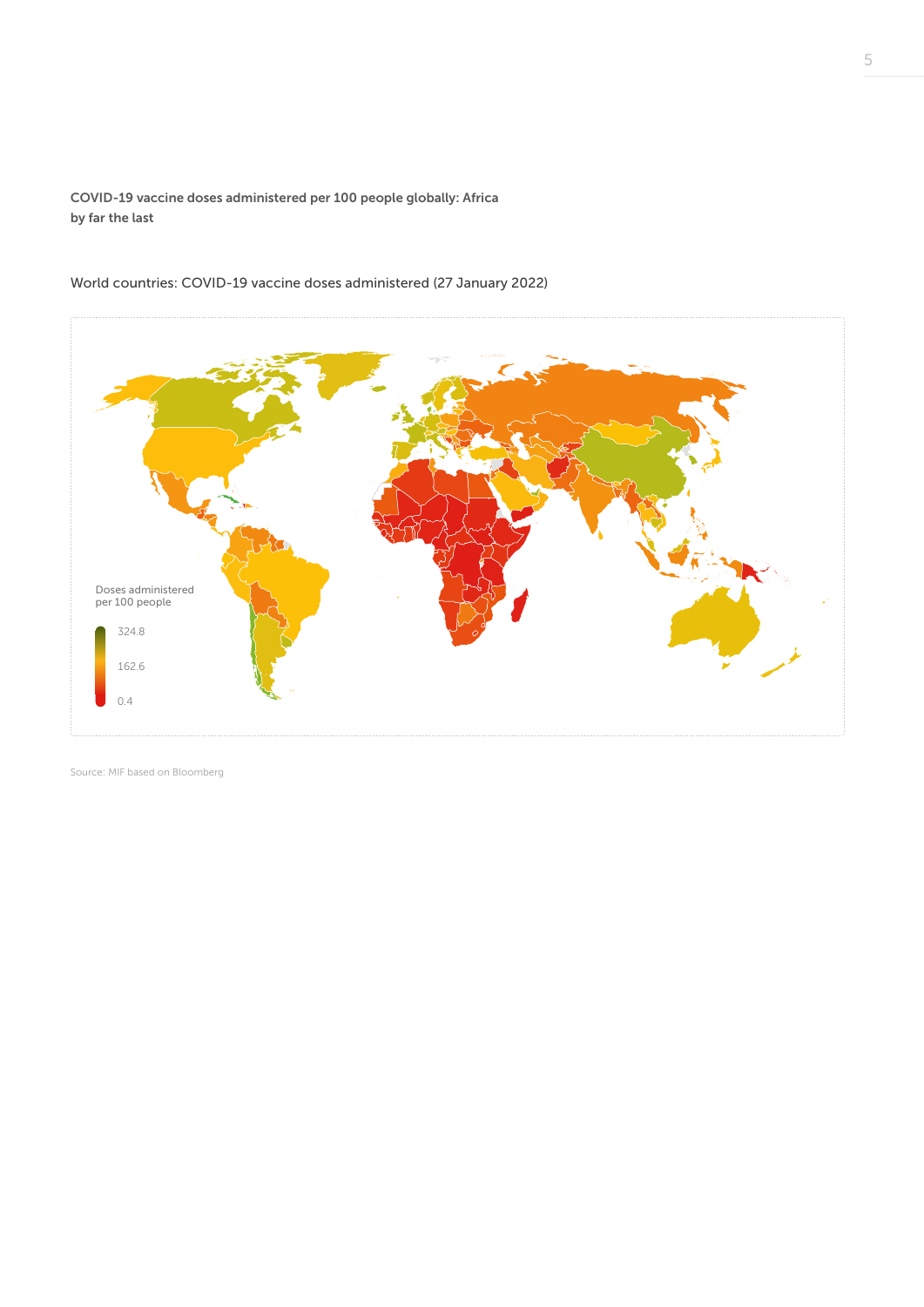**COVID-19 vaccine doses administered per 100 people globally: Africa by far the last**

World countries: COVID-19 vaccine doses administered (27 January 2022)

Doses administered per 100 people

324.8

162.6

0.4

Source: MIF based on Bloomberg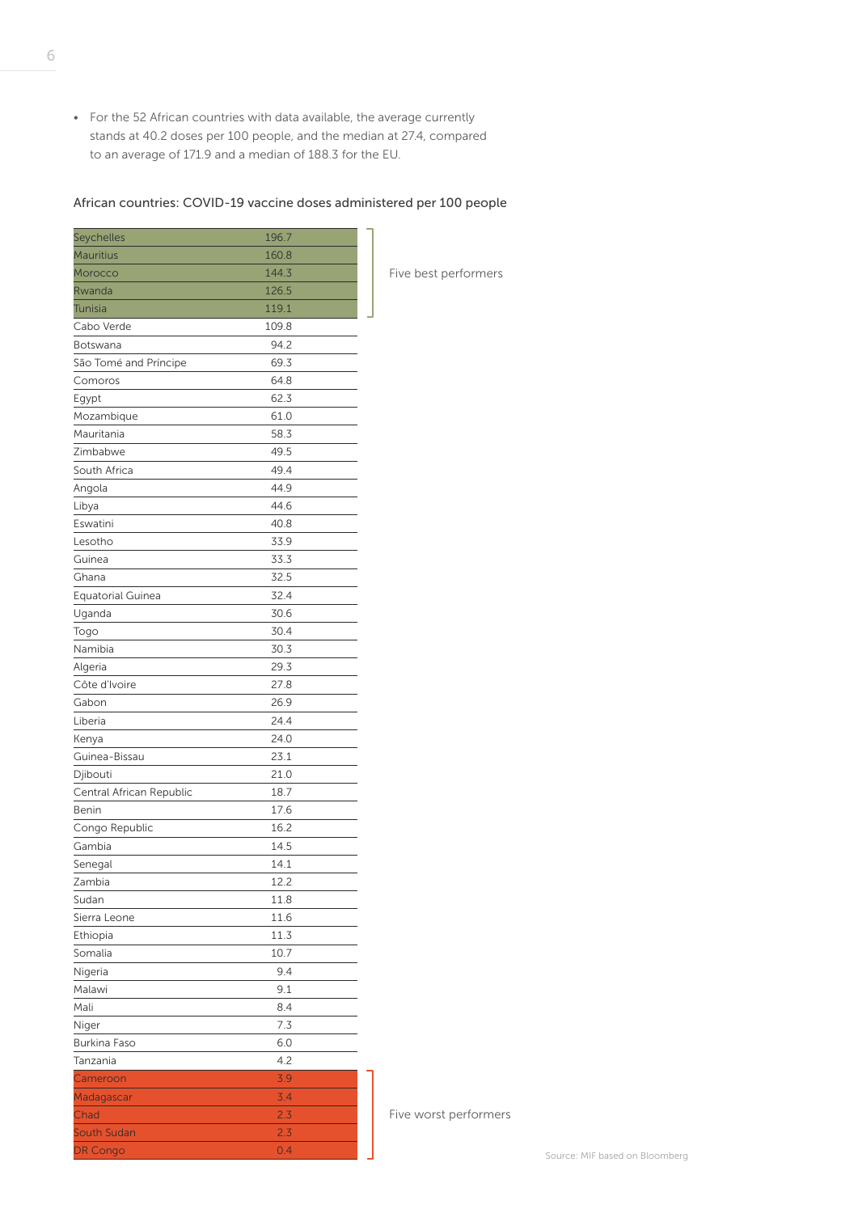- For the 52 African countries with data available, the average currently stands at 40.2 doses per 100 people, and the median at 27.4, compared to an average of 171.9 and a median of 188.3 for the EU.

African countries: COVID-19 vaccine doses administered per 100 people

| Country | Doses per 100 people | |
|---|---|---|
| Seychelles | 196.7 | Five best performers |
| Mauritius | 160.8 | Five best performers |
| Morocco | 144.3 | Five best performers |
| Rwanda | 126.5 | Five best performers |
| Tunisia | 119.1 | Five best performers |
| Cabo Verde | 109.8 | |
| Botswana | 94.2 | |
| São Tomé and Príncipe | 69.3 | |
| Comoros | 64.8 | |
| Egypt | 62.3 | |
| Mozambique | 61.0 | |
| Mauritania | 58.3 | |
| Zimbabwe | 49.5 | |
| South Africa | 49.4 | |
| Angola | 44.9 | |
| Libya | 44.6 | |
| Eswatini | 40.8 | |
| Lesotho | 33.9 | |
| Guinea | 33.3 | |
| Ghana | 32.5 | |
| Equatorial Guinea | 32.4 | |
| Uganda | 30.6 | |
| Togo | 30.4 | |
| Namibia | 30.3 | |
| Algeria | 29.3 | |
| Côte d'Ivoire | 27.8 | |
| Gabon | 26.9 | |
| Liberia | 24.4 | |
| Kenya | 24.0 | |
| Guinea-Bissau | 23.1 | |
| Djibouti | 21.0 | |
| Central African Republic | 18.7 | |
| Benin | 17.6 | |
| Congo Republic | 16.2 | |
| Gambia | 14.5 | |
| Senegal | 14.1 | |
| Zambia | 12.2 | |
| Sudan | 11.8 | |
| Sierra Leone | 11.6 | |
| Ethiopia | 11.3 | |
| Somalia | 10.7 | |
| Nigeria | 9.4 | |
| Malawi | 9.1 | |
| Mali | 8.4 | |
| Niger | 7.3 | |
| Burkina Faso | 6.0 | |
| Tanzania | 4.2 | |
| Cameroon | 3.9 | Five worst performers |
| Madagascar | 3.4 | Five worst performers |
| Chad | 2.3 | Five worst performers |
| South Sudan | 2.3 | Five worst performers |
| DR Congo | 0.4 | Five worst performers |

Source: MIF based on Bloomberg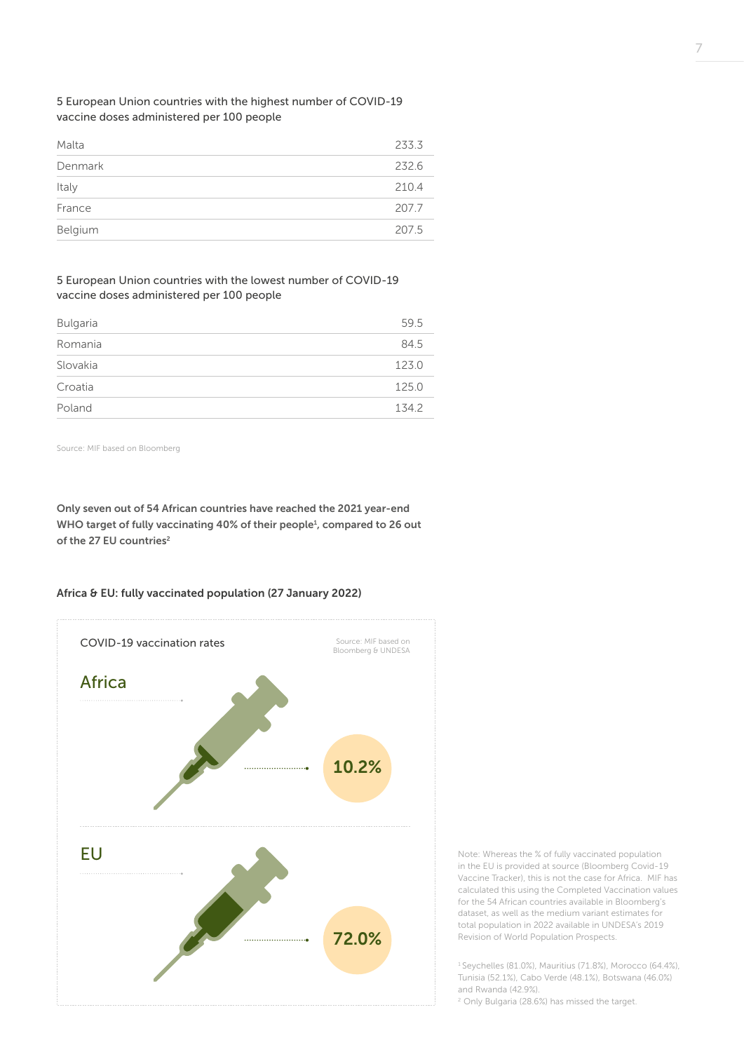5 European Union countries with the highest number of COVID-19 vaccine doses administered per 100 people

| | |
|---|---|
| Malta | 233.3 |
| Denmark | 232.6 |
| Italy | 210.4 |
| France | 207.7 |
| Belgium | 207.5 |

5 European Union countries with the lowest number of COVID-19 vaccine doses administered per 100 people

| | |
|---|---|
| Bulgaria | 59.5 |
| Romania | 84.5 |
| Slovakia | 123.0 |
| Croatia | 125.0 |
| Poland | 134.2 |

Source: MIF based on Bloomberg

**Only seven out of 54 African countries have reached the 2021 year-end WHO target of fully vaccinating 40% of their people[1], compared to 26 out of the 27 EU countries[2]**

**Africa & EU: fully vaccinated population (27 January 2022)**

COVID-19 vaccination rates

Source: MIF based on Bloomberg & UNDESA

Africa

10.2%

EU

72.0%

Note: Whereas the % of fully vaccinated population in the EU is provided at source (Bloomberg Covid-19 Vaccine Tracker), this is not the case for Africa. MIF has calculated this using the Completed Vaccination values for the 54 African countries available in Bloomberg's dataset, as well as the medium variant estimates for total population in 2022 available in UNDESA's 2019 Revision of World Population Prospects.

[1] Seychelles (81.0%), Mauritius (71.8%), Morocco (64.4%), Tunisia (52.1%), Cabo Verde (48.1%), Botswana (46.0%) and Rwanda (42.9%).

[2] Only Bulgaria (28.6%) has missed the target.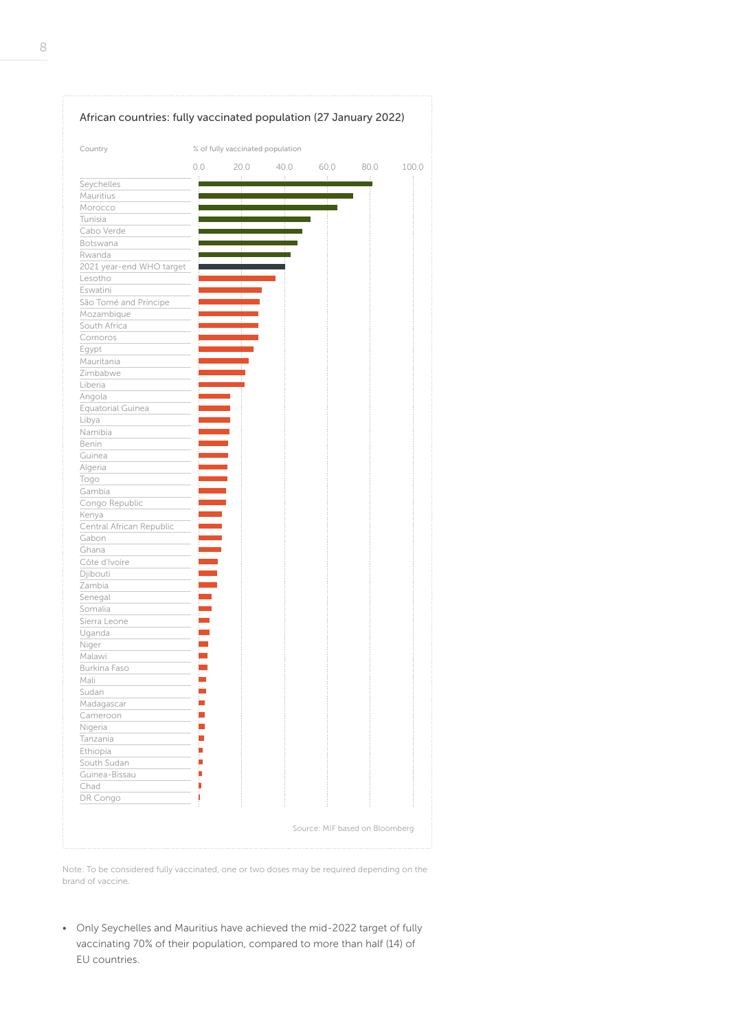## African countries: fully vaccinated population (27 January 2022)

| Country | % of fully vaccinated population |
|---|---|
| Seychelles | |
| Mauritius | |
| Morocco | |
| Tunisia | |
| Cabo Verde | |
| Botswana | |
| Rwanda | |
| 2021 year-end WHO target | |
| Lesotho | |
| Eswatini | |
| São Tomé and Principe | |
| Mozambique | |
| South Africa | |
| Comoros | |
| Egypt | |
| Mauritania | |
| Zimbabwe | |
| Liberia | |
| Angola | |
| Equatorial Guinea | |
| Libya | |
| Namibia | |
| Benin | |
| Guinea | |
| Algeria | |
| Togo | |
| Gambia | |
| Congo Republic | |
| Kenya | |
| Central African Republic | |
| Gabon | |
| Ghana | |
| Côte d'Ivoire | |
| Djibouti | |
| Zambia | |
| Senegal | |
| Somalia | |
| Sierra Leone | |
| Uganda | |
| Niger | |
| Malawi | |
| Burkina Faso | |
| Mali | |
| Sudan | |
| Madagascar | |
| Cameroon | |
| Nigeria | |
| Tanzania | |
| Ethiopia | |
| South Sudan | |
| Guinea-Bissau | |
| Chad | |
| DR Congo | |

Axis: 0.0, 20.0, 40.0, 60.0, 80.0, 100.0

Source: MIF based on Bloomberg

Note: To be considered fully vaccinated, one or two doses may be required depending on the brand of vaccine.

- Only Seychelles and Mauritius have achieved the mid-2022 target of fully vaccinating 70% of their population, compared to more than half (14) of EU countries.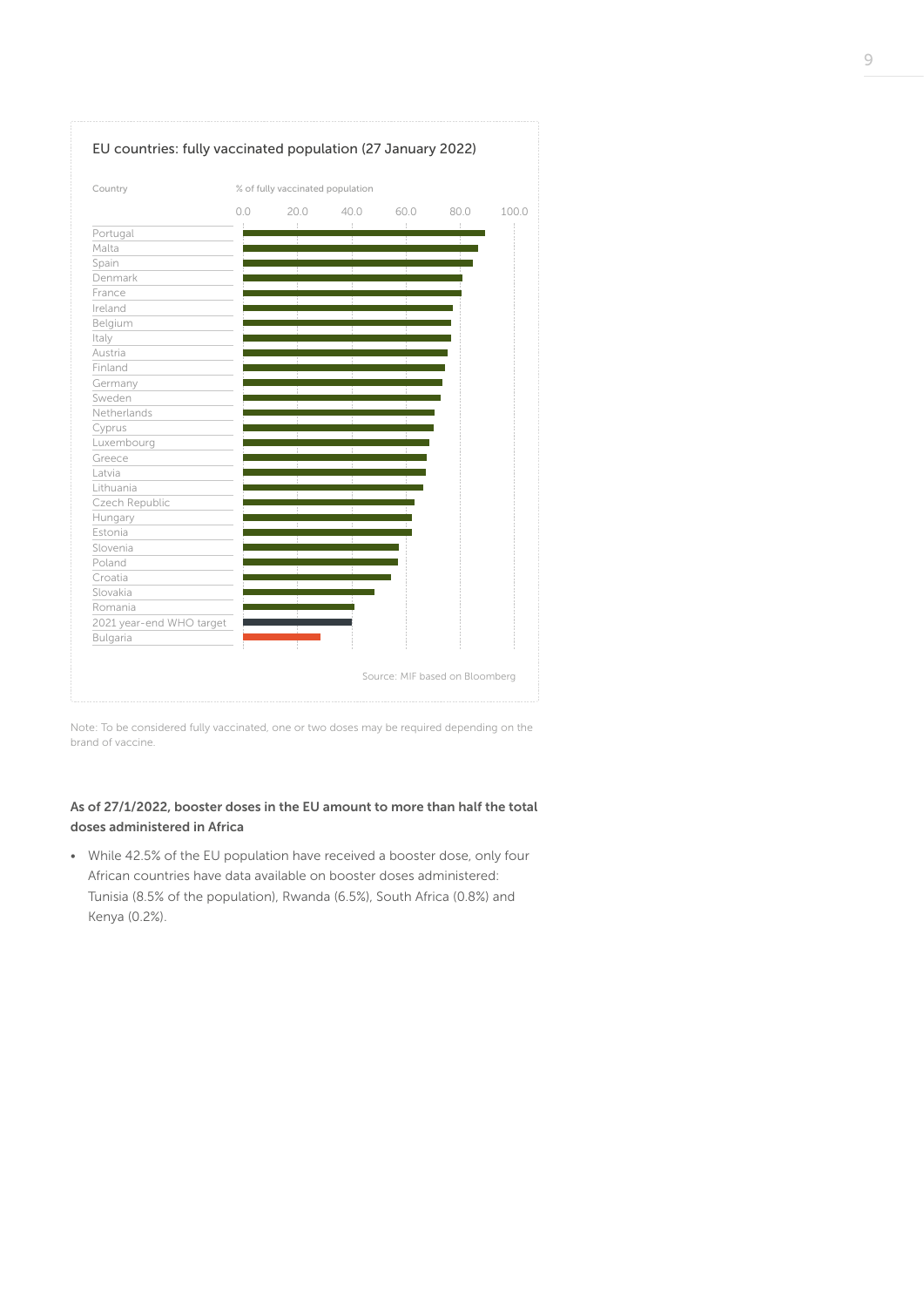EU countries: fully vaccinated population (27 January 2022)

| Country | % of fully vaccinated population |
|---|---|
| Portugal | |
| Malta | |
| Spain | |
| Denmark | |
| France | |
| Ireland | |
| Belgium | |
| Italy | |
| Austria | |
| Finland | |
| Germany | |
| Sweden | |
| Netherlands | |
| Cyprus | |
| Luxembourg | |
| Greece | |
| Latvia | |
| Lithuania | |
| Czech Republic | |
| Hungary | |
| Estonia | |
| Slovenia | |
| Poland | |
| Croatia | |
| Slovakia | |
| Romania | |
| 2021 year-end WHO target | |
| Bulgaria | |

Source: MIF based on Bloomberg

Note: To be considered fully vaccinated, one or two doses may be required depending on the brand of vaccine.

**As of 27/1/2022, booster doses in the EU amount to more than half the total doses administered in Africa**

- While 42.5% of the EU population have received a booster dose, only four African countries have data available on booster doses administered: Tunisia (8.5% of the population), Rwanda (6.5%), South Africa (0.8%) and Kenya (0.2%).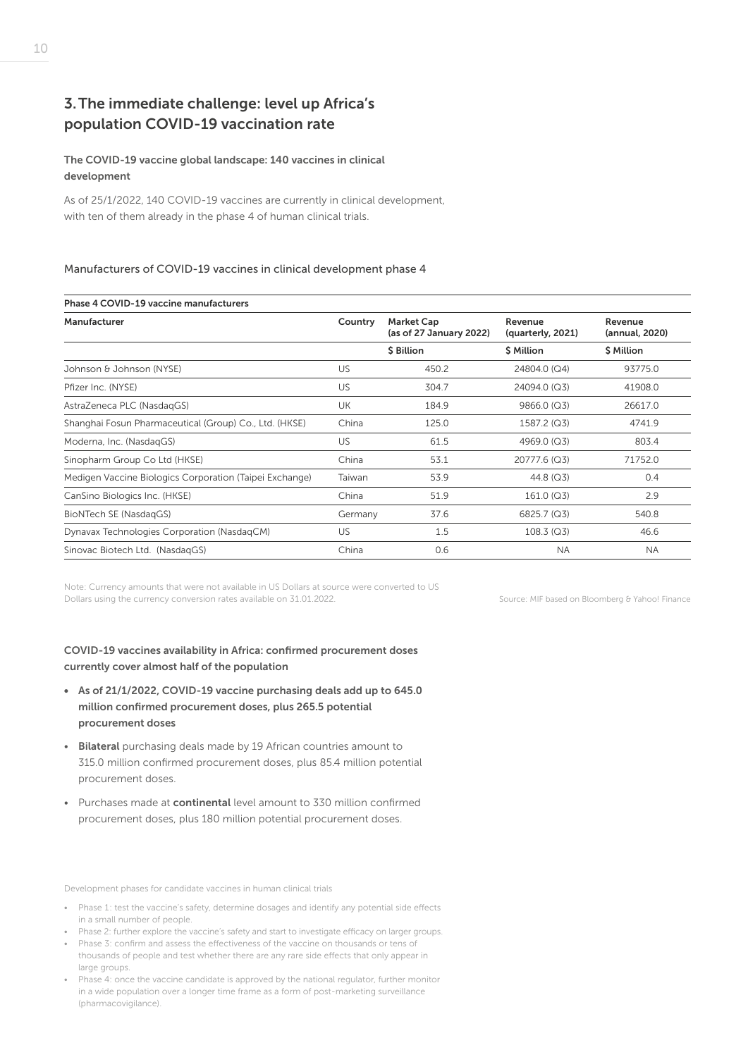## 3. The immediate challenge: level up Africa's population COVID-19 vaccination rate

### The COVID-19 vaccine global landscape: 140 vaccines in clinical development

As of 25/1/2022, 140 COVID-19 vaccines are currently in clinical development, with ten of them already in the phase 4 of human clinical trials.

Manufacturers of COVID-19 vaccines in clinical development phase 4

**Phase 4 COVID-19 vaccine manufacturers**

| Manufacturer | Country | Market Cap (as of 27 January 2022) | Revenue (quarterly, 2021) | Revenue (annual, 2020) |
|---|---|---|---|---|
| | | $ Billion | $ Million | $ Million |
| Johnson & Johnson (NYSE) | US | 450.2 | 24804.0 (Q4) | 93775.0 |
| Pfizer Inc. (NYSE) | US | 304.7 | 24094.0 (Q3) | 41908.0 |
| AstraZeneca PLC (NasdaqGS) | UK | 184.9 | 9866.0 (Q3) | 26617.0 |
| Shanghai Fosun Pharmaceutical (Group) Co., Ltd. (HKSE) | China | 125.0 | 1587.2 (Q3) | 4741.9 |
| Moderna, Inc. (NasdaqGS) | US | 61.5 | 4969.0 (Q3) | 803.4 |
| Sinopharm Group Co Ltd (HKSE) | China | 53.1 | 20777.6 (Q3) | 71752.0 |
| Medigen Vaccine Biologics Corporation (Taipei Exchange) | Taiwan | 53.9 | 44.8 (Q3) | 0.4 |
| CanSino Biologics Inc. (HKSE) | China | 51.9 | 161.0 (Q3) | 2.9 |
| BioNTech SE (NasdaqGS) | Germany | 37.6 | 6825.7 (Q3) | 540.8 |
| Dynavax Technologies Corporation (NasdaqCM) | US | 1.5 | 108.3 (Q3) | 46.6 |
| Sinovac Biotech Ltd. (NasdaqGS) | China | 0.6 | NA | NA |

Note: Currency amounts that were not available in US Dollars at source were converted to US Dollars using the currency conversion rates available on 31.01.2022.

Source: MIF based on Bloomberg & Yahoo! Finance

### COVID-19 vaccines availability in Africa: confirmed procurement doses currently cover almost half of the population

- **As of 21/1/2022, COVID-19 vaccine purchasing deals add up to 645.0 million confirmed procurement doses, plus 265.5 potential procurement doses**
- **Bilateral** purchasing deals made by 19 African countries amount to 315.0 million confirmed procurement doses, plus 85.4 million potential procurement doses.
- Purchases made at **continental** level amount to 330 million confirmed procurement doses, plus 180 million potential procurement doses.

Development phases for candidate vaccines in human clinical trials

- Phase 1: test the vaccine's safety, determine dosages and identify any potential side effects in a small number of people.
- Phase 2: further explore the vaccine's safety and start to investigate efficacy on larger groups.
- Phase 3: confirm and assess the effectiveness of the vaccine on thousands or tens of thousands of people and test whether there are any rare side effects that only appear in large groups.
- Phase 4: once the vaccine candidate is approved by the national regulator, further monitor in a wide population over a longer time frame as a form of post-marketing surveillance (pharmacovigilance).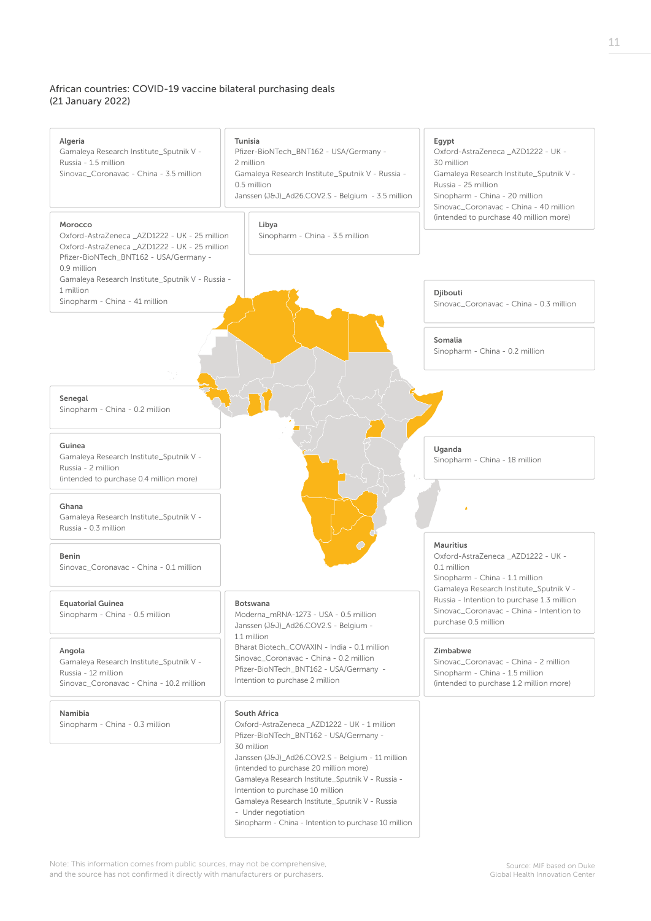African countries: COVID-19 vaccine bilateral purchasing deals
(21 January 2022)

**Algeria**
Gamaleya Research Institute_Sputnik V - Russia - 1.5 million
Sinovac_Coronavac - China - 3.5 million

**Tunisia**
Pfizer-BioNTech_BNT162 - USA/Germany - 2 million
Gamaleya Research Institute_Sputnik V - Russia - 0.5 million
Janssen (J&J)_Ad26.COV2.S - Belgium - 3.5 million

**Egypt**
Oxford-AstraZeneca _AZD1222 - UK - 30 million
Gamaleya Research Institute_Sputnik V - Russia - 25 million
Sinopharm - China - 20 million
Sinovac_Coronavac - China - 40 million (intended to purchase 40 million more)

**Morocco**
Oxford-AstraZeneca _AZD1222 - UK - 25 million
Oxford-AstraZeneca _AZD1222 - UK - 25 million
Pfizer-BioNTech_BNT162 - USA/Germany - 0.9 million
Gamaleya Research Institute_Sputnik V - Russia - 1 million
Sinopharm - China - 41 million

**Libya**
Sinopharm - China - 3.5 million

**Djibouti**
Sinovac_Coronavac - China - 0.3 million

**Somalia**
Sinopharm - China - 0.2 million

**Senegal**
Sinopharm - China - 0.2 million

**Guinea**
Gamaleya Research Institute_Sputnik V - Russia - 2 million
(intended to purchase 0.4 million more)

**Uganda**
Sinopharm - China - 18 million

**Ghana**
Gamaleya Research Institute_Sputnik V - Russia - 0.3 million

**Benin**
Sinovac_Coronavac - China - 0.1 million

**Mauritius**
Oxford-AstraZeneca _AZD1222 - UK - 0.1 million
Sinopharm - China - 1.1 million
Gamaleya Research Institute_Sputnik V - Russia - Intention to purchase 1.3 million
Sinovac_Coronavac - China - Intention to purchase 0.5 million

**Equatorial Guinea**
Sinopharm - China - 0.5 million

**Botswana**
Moderna_mRNA-1273 - USA - 0.5 million
Janssen (J&J)_Ad26.COV2.S - Belgium - 1.1 million
Bharat Biotech_COVAXIN - India - 0.1 million
Sinovac_Coronavac - China - 0.2 million
Pfizer-BioNTech_BNT162 - USA/Germany - Intention to purchase 2 million

**Angola**
Gamaleya Research Institute_Sputnik V - Russia - 12 million
Sinovac_Coronavac - China - 10.2 million

**Zimbabwe**
Sinovac_Coronavac - China - 2 million
Sinopharm - China - 1.5 million
(intended to purchase 1.2 million more)

**Namibia**
Sinopharm - China - 0.3 million

**South Africa**
Oxford-AstraZeneca _AZD1222 - UK - 1 million
Pfizer-BioNTech_BNT162 - USA/Germany - 30 million
Janssen (J&J)_Ad26.COV2.S - Belgium - 11 million (intended to purchase 20 million more)
Gamaleya Research Institute_Sputnik V - Russia - Intention to purchase 10 million
Gamaleya Research Institute_Sputnik V - Russia - Under negotiation
Sinopharm - China - Intention to purchase 10 million

Note: This information comes from public sources, may not be comprehensive, and the source has not confirmed it directly with manufacturers or purchasers.

Source: MIF based on Duke Global Health Innovation Center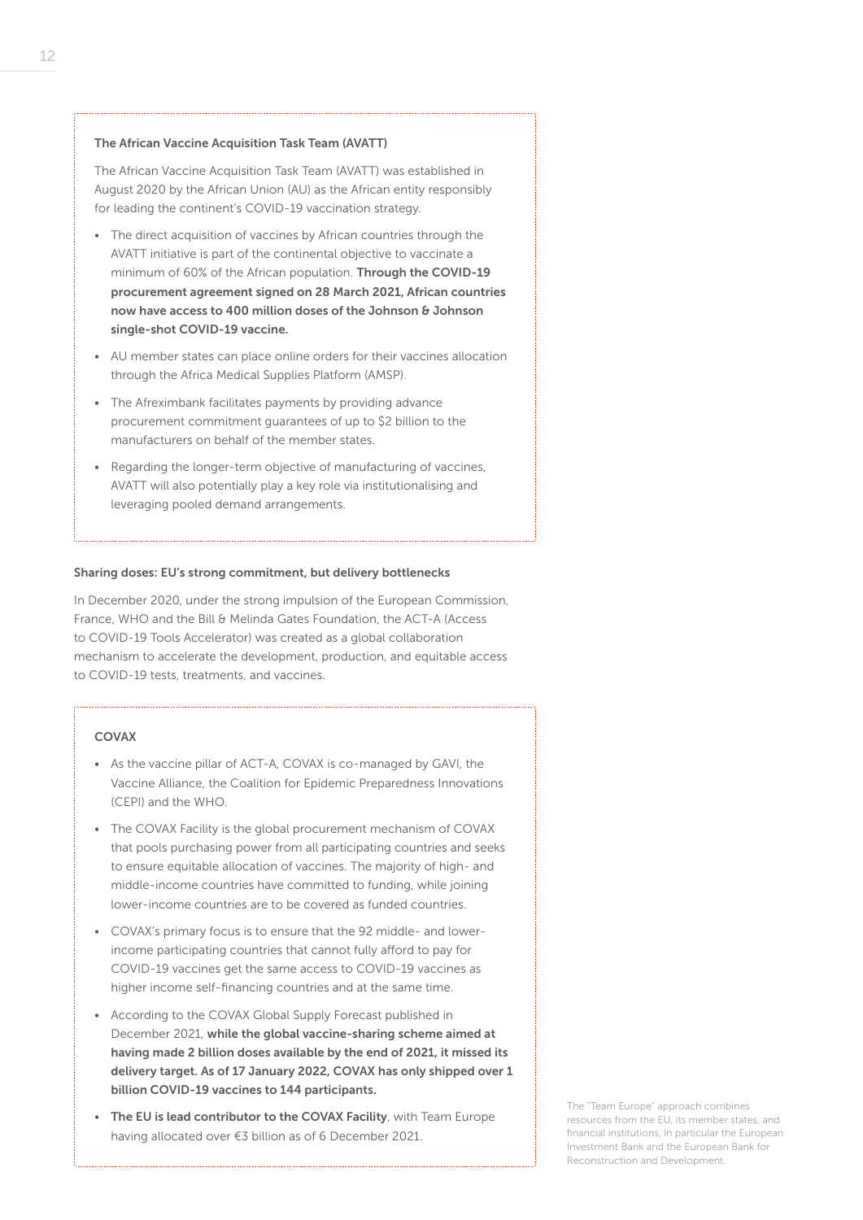### The African Vaccine Acquisition Task Team (AVATT)

The African Vaccine Acquisition Task Team (AVATT) was established in August 2020 by the African Union (AU) as the African entity responsibly for leading the continent's COVID-19 vaccination strategy.

- The direct acquisition of vaccines by African countries through the AVATT initiative is part of the continental objective to vaccinate a minimum of 60% of the African population. **Through the COVID-19 procurement agreement signed on 28 March 2021, African countries now have access to 400 million doses of the Johnson & Johnson single-shot COVID-19 vaccine.**
- AU member states can place online orders for their vaccines allocation through the Africa Medical Supplies Platform (AMSP).
- The Afreximbank facilitates payments by providing advance procurement commitment guarantees of up to $2 billion to the manufacturers on behalf of the member states.
- Regarding the longer-term objective of manufacturing of vaccines, AVATT will also potentially play a key role via institutionalising and leveraging pooled demand arrangements.

### Sharing doses: EU's strong commitment, but delivery bottlenecks

In December 2020, under the strong impulsion of the European Commission, France, WHO and the Bill & Melinda Gates Foundation, the ACT-A (Access to COVID-19 Tools Accelerator) was created as a global collaboration mechanism to accelerate the development, production, and equitable access to COVID-19 tests, treatments, and vaccines.

### COVAX

- As the vaccine pillar of ACT-A, COVAX is co-managed by GAVI, the Vaccine Alliance, the Coalition for Epidemic Preparedness Innovations (CEPI) and the WHO.
- The COVAX Facility is the global procurement mechanism of COVAX that pools purchasing power from all participating countries and seeks to ensure equitable allocation of vaccines. The majority of high- and middle-income countries have committed to funding, while joining lower-income countries are to be covered as funded countries.
- COVAX's primary focus is to ensure that the 92 middle- and lower-income participating countries that cannot fully afford to pay for COVID-19 vaccines get the same access to COVID-19 vaccines as higher income self-financing countries and at the same time.
- According to the COVAX Global Supply Forecast published in December 2021, **while the global vaccine-sharing scheme aimed at having made 2 billion doses available by the end of 2021, it missed its delivery target. As of 17 January 2022, COVAX has only shipped over 1 billion COVID-19 vaccines to 144 participants.**
- **The EU is lead contributor to the COVAX Facility**, with Team Europe having allocated over €3 billion as of 6 December 2021.

The "Team Europe" approach combines resources from the EU, its member states, and financial institutions, in particular the European Investment Bank and the European Bank for Reconstruction and Development.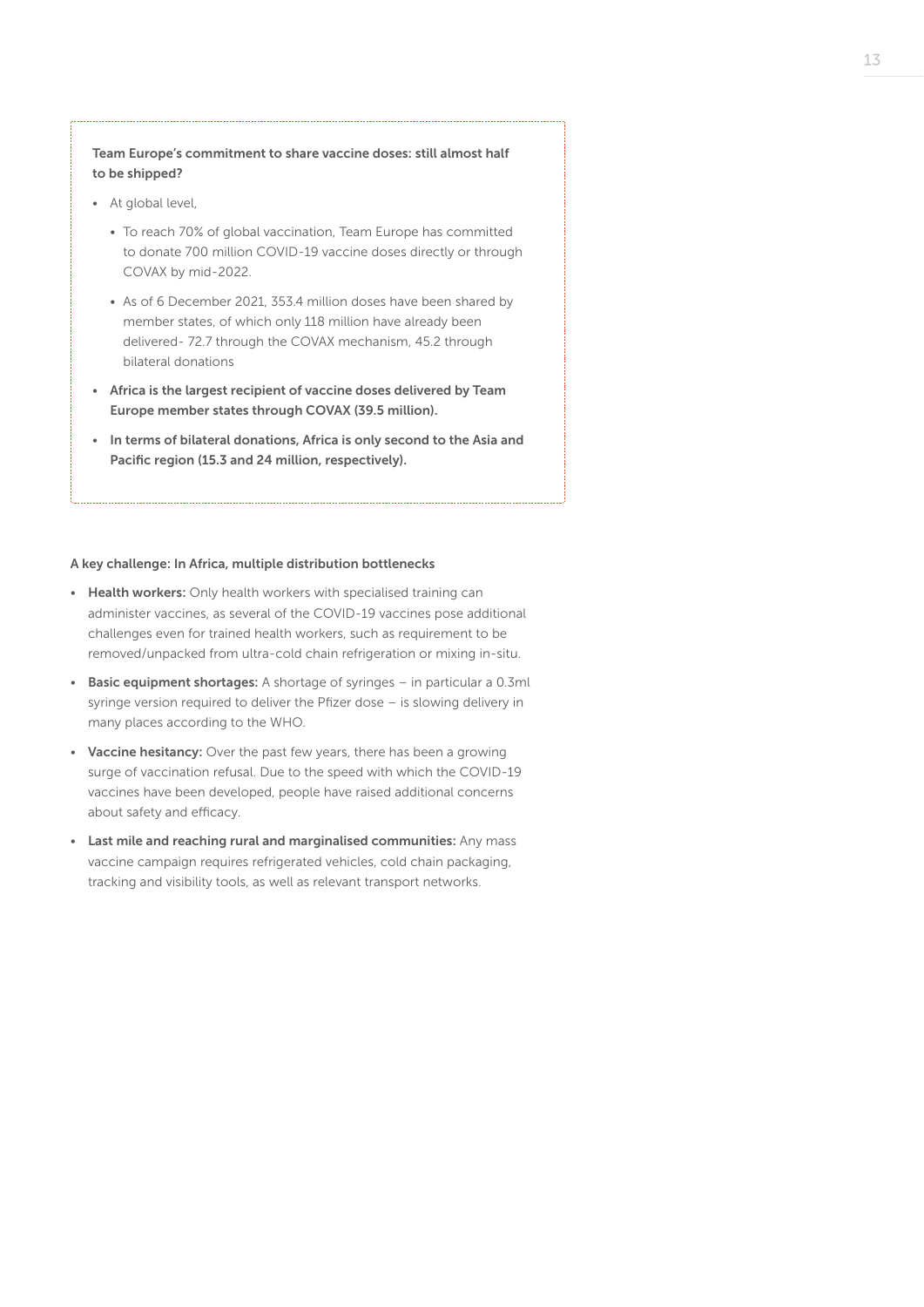**Team Europe's commitment to share vaccine doses: still almost half to be shipped?**

- At global level,
  - To reach 70% of global vaccination, Team Europe has committed to donate 700 million COVID-19 vaccine doses directly or through COVAX by mid-2022.
  - As of 6 December 2021, 353.4 million doses have been shared by member states, of which only 118 million have already been delivered- 72.7 through the COVAX mechanism, 45.2 through bilateral donations
- **Africa is the largest recipient of vaccine doses delivered by Team Europe member states through COVAX (39.5 million).**
- **In terms of bilateral donations, Africa is only second to the Asia and Pacific region (15.3 and 24 million, respectively).**

**A key challenge: In Africa, multiple distribution bottlenecks**

- **Health workers:** Only health workers with specialised training can administer vaccines, as several of the COVID-19 vaccines pose additional challenges even for trained health workers, such as requirement to be removed/unpacked from ultra-cold chain refrigeration or mixing in-situ.
- **Basic equipment shortages:** A shortage of syringes – in particular a 0.3ml syringe version required to deliver the Pfizer dose – is slowing delivery in many places according to the WHO.
- **Vaccine hesitancy:** Over the past few years, there has been a growing surge of vaccination refusal. Due to the speed with which the COVID-19 vaccines have been developed, people have raised additional concerns about safety and efficacy.
- **Last mile and reaching rural and marginalised communities:** Any mass vaccine campaign requires refrigerated vehicles, cold chain packaging, tracking and visibility tools, as well as relevant transport networks.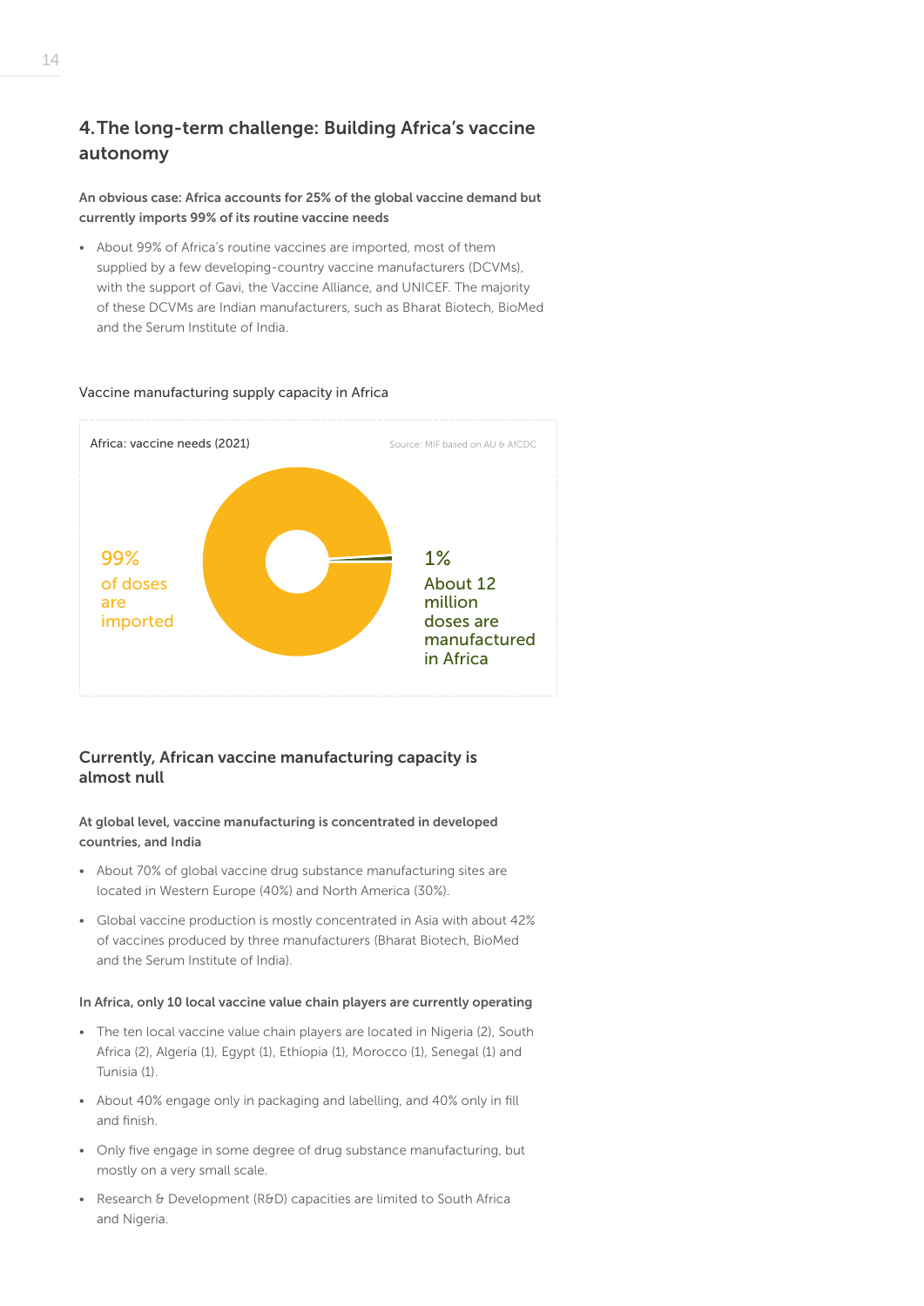## 4. The long-term challenge: Building Africa's vaccine autonomy

**An obvious case: Africa accounts for 25% of the global vaccine demand but currently imports 99% of its routine vaccine needs**

- About 99% of Africa's routine vaccines are imported, most of them supplied by a few developing-country vaccine manufacturers (DCVMs), with the support of Gavi, the Vaccine Alliance, and UNICEF. The majority of these DCVMs are Indian manufacturers, such as Bharat Biotech, BioMed and the Serum Institute of India.

Vaccine manufacturing supply capacity in Africa

Africa: vaccine needs (2021)

Source: MIF based on AU & AfCDC

99% of doses are imported

1% About 12 million doses are manufactured in Africa

### Currently, African vaccine manufacturing capacity is almost null

**At global level, vaccine manufacturing is concentrated in developed countries, and India**

- About 70% of global vaccine drug substance manufacturing sites are located in Western Europe (40%) and North America (30%).
- Global vaccine production is mostly concentrated in Asia with about 42% of vaccines produced by three manufacturers (Bharat Biotech, BioMed and the Serum Institute of India).

**In Africa, only 10 local vaccine value chain players are currently operating**

- The ten local vaccine value chain players are located in Nigeria (2), South Africa (2), Algeria (1), Egypt (1), Ethiopia (1), Morocco (1), Senegal (1) and Tunisia (1).
- About 40% engage only in packaging and labelling, and 40% only in fill and finish.
- Only five engage in some degree of drug substance manufacturing, but mostly on a very small scale.
- Research & Development (R&D) capacities are limited to South Africa and Nigeria.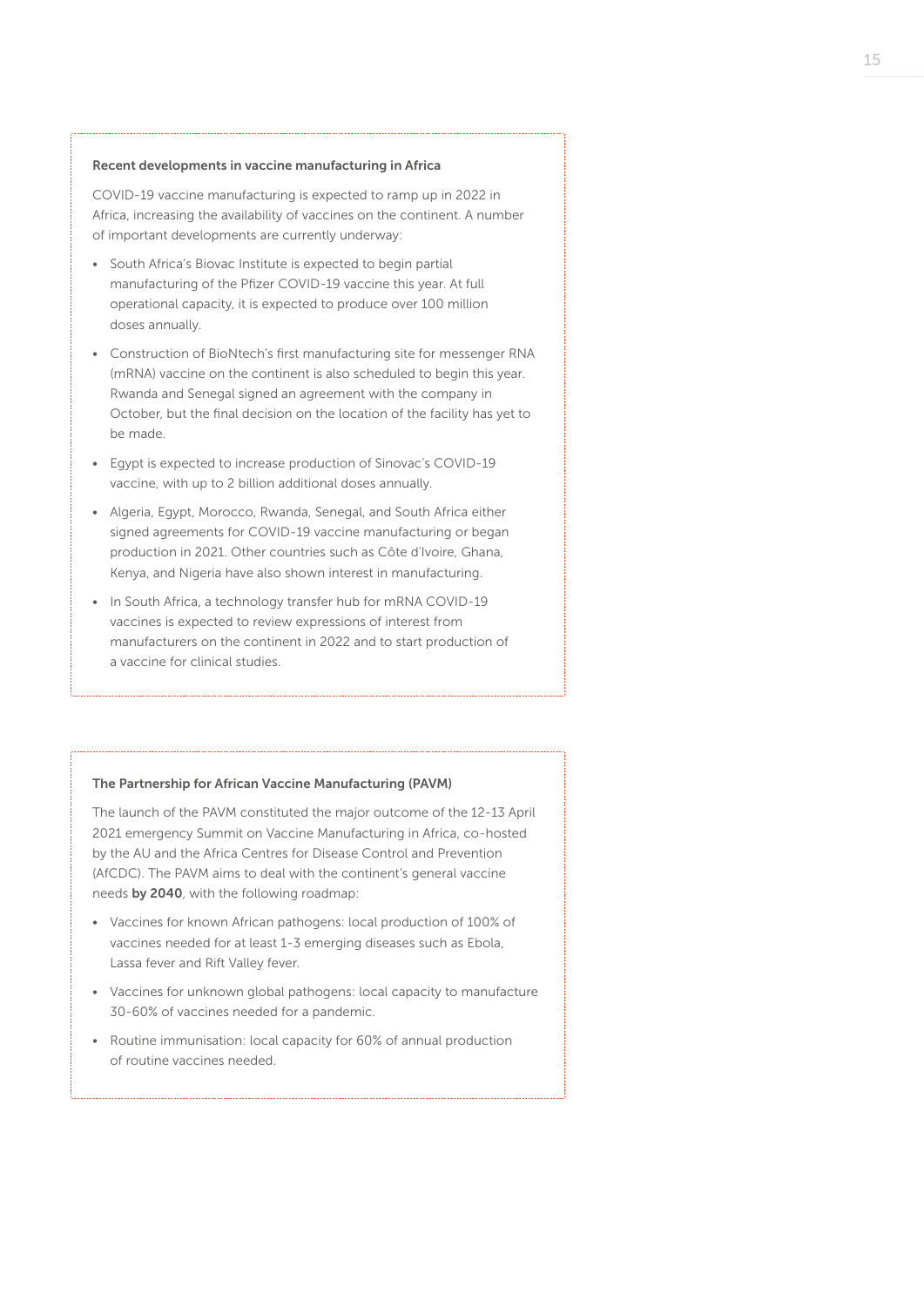### Recent developments in vaccine manufacturing in Africa

COVID-19 vaccine manufacturing is expected to ramp up in 2022 in Africa, increasing the availability of vaccines on the continent. A number of important developments are currently underway:

- South Africa's Biovac Institute is expected to begin partial manufacturing of the Pfizer COVID-19 vaccine this year. At full operational capacity, it is expected to produce over 100 million doses annually.
- Construction of BioNtech's first manufacturing site for messenger RNA (mRNA) vaccine on the continent is also scheduled to begin this year. Rwanda and Senegal signed an agreement with the company in October, but the final decision on the location of the facility has yet to be made.
- Egypt is expected to increase production of Sinovac's COVID-19 vaccine, with up to 2 billion additional doses annually.
- Algeria, Egypt, Morocco, Rwanda, Senegal, and South Africa either signed agreements for COVID-19 vaccine manufacturing or began production in 2021. Other countries such as Côte d'Ivoire, Ghana, Kenya, and Nigeria have also shown interest in manufacturing.
- In South Africa, a technology transfer hub for mRNA COVID-19 vaccines is expected to review expressions of interest from manufacturers on the continent in 2022 and to start production of a vaccine for clinical studies.

### The Partnership for African Vaccine Manufacturing (PAVM)

The launch of the PAVM constituted the major outcome of the 12-13 April 2021 emergency Summit on Vaccine Manufacturing in Africa, co-hosted by the AU and the Africa Centres for Disease Control and Prevention (AfCDC). The PAVM aims to deal with the continent's general vaccine needs **by 2040**, with the following roadmap:

- Vaccines for known African pathogens: local production of 100% of vaccines needed for at least 1-3 emerging diseases such as Ebola, Lassa fever and Rift Valley fever.
- Vaccines for unknown global pathogens: local capacity to manufacture 30-60% of vaccines needed for a pandemic.
- Routine immunisation: local capacity for 60% of annual production of routine vaccines needed.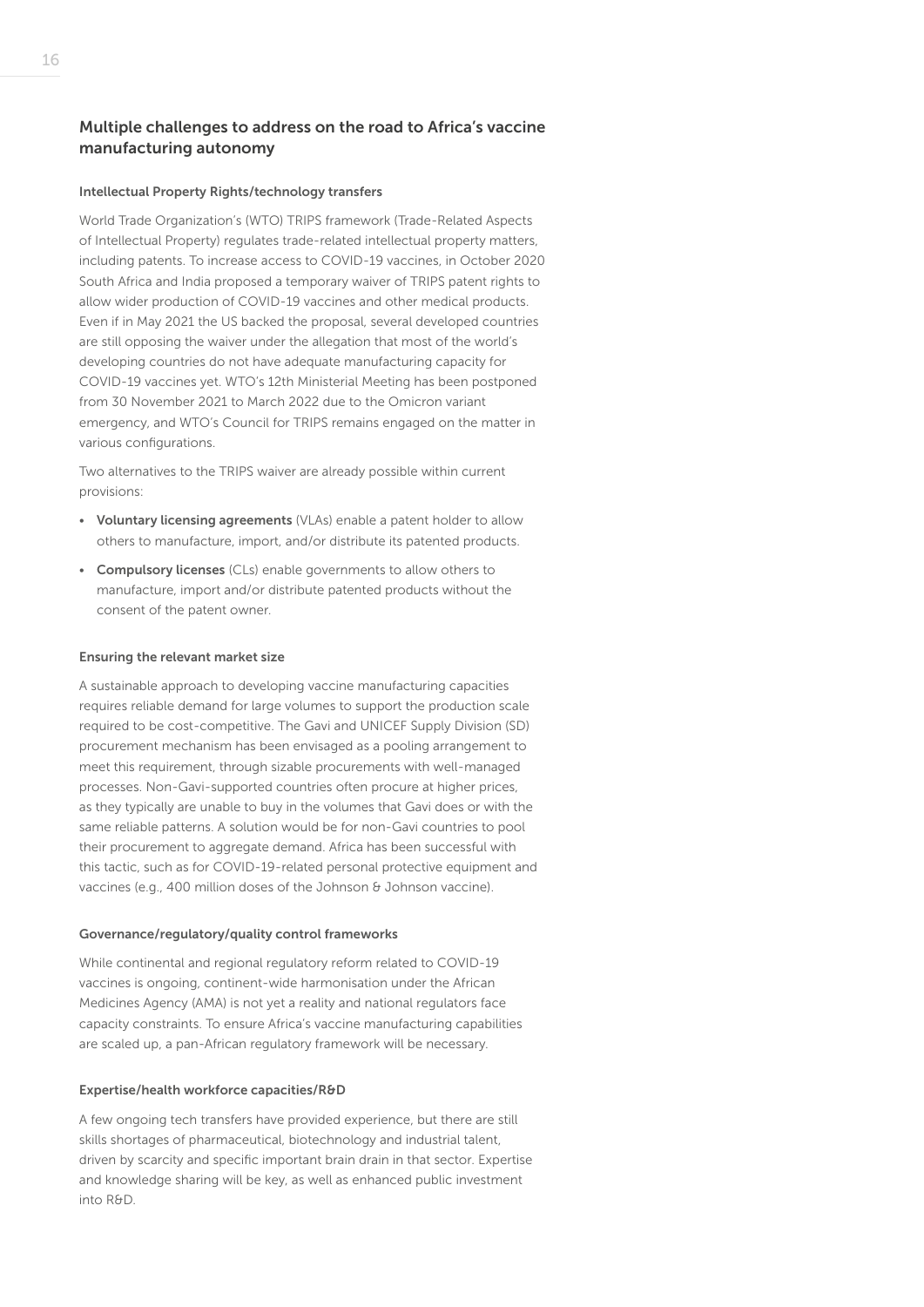## Multiple challenges to address on the road to Africa's vaccine manufacturing autonomy

### Intellectual Property Rights/technology transfers

World Trade Organization's (WTO) TRIPS framework (Trade-Related Aspects of Intellectual Property) regulates trade-related intellectual property matters, including patents. To increase access to COVID-19 vaccines, in October 2020 South Africa and India proposed a temporary waiver of TRIPS patent rights to allow wider production of COVID-19 vaccines and other medical products. Even if in May 2021 the US backed the proposal, several developed countries are still opposing the waiver under the allegation that most of the world's developing countries do not have adequate manufacturing capacity for COVID-19 vaccines yet. WTO's 12th Ministerial Meeting has been postponed from 30 November 2021 to March 2022 due to the Omicron variant emergency, and WTO's Council for TRIPS remains engaged on the matter in various configurations.

Two alternatives to the TRIPS waiver are already possible within current provisions:

- **Voluntary licensing agreements** (VLAs) enable a patent holder to allow others to manufacture, import, and/or distribute its patented products.
- **Compulsory licenses** (CLs) enable governments to allow others to manufacture, import and/or distribute patented products without the consent of the patent owner.

### Ensuring the relevant market size

A sustainable approach to developing vaccine manufacturing capacities requires reliable demand for large volumes to support the production scale required to be cost-competitive. The Gavi and UNICEF Supply Division (SD) procurement mechanism has been envisaged as a pooling arrangement to meet this requirement, through sizable procurements with well-managed processes. Non-Gavi-supported countries often procure at higher prices, as they typically are unable to buy in the volumes that Gavi does or with the same reliable patterns. A solution would be for non-Gavi countries to pool their procurement to aggregate demand. Africa has been successful with this tactic, such as for COVID-19-related personal protective equipment and vaccines (e.g., 400 million doses of the Johnson & Johnson vaccine).

### Governance/regulatory/quality control frameworks

While continental and regional regulatory reform related to COVID-19 vaccines is ongoing, continent-wide harmonisation under the African Medicines Agency (AMA) is not yet a reality and national regulators face capacity constraints. To ensure Africa's vaccine manufacturing capabilities are scaled up, a pan-African regulatory framework will be necessary.

### Expertise/health workforce capacities/R&D

A few ongoing tech transfers have provided experience, but there are still skills shortages of pharmaceutical, biotechnology and industrial talent, driven by scarcity and specific important brain drain in that sector. Expertise and knowledge sharing will be key, as well as enhanced public investment into R&D.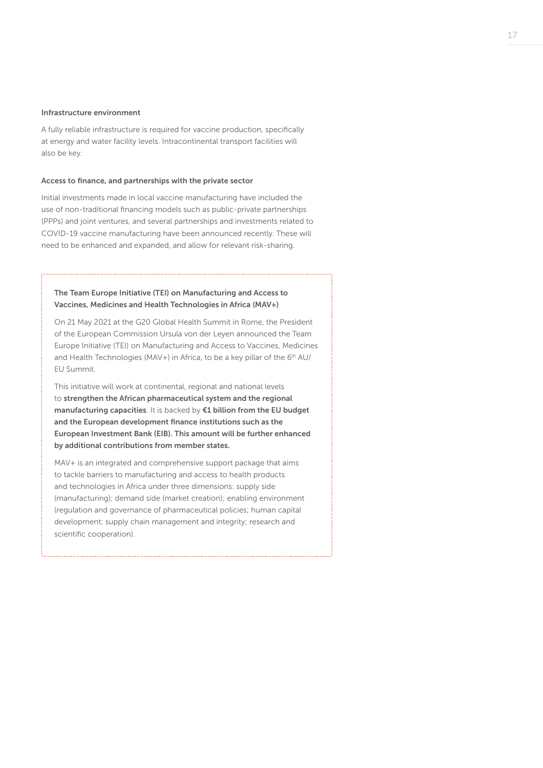### Infrastructure environment

A fully reliable infrastructure is required for vaccine production, specifically at energy and water facility levels. Intracontinental transport facilities will also be key.

### Access to finance, and partnerships with the private sector

Initial investments made in local vaccine manufacturing have included the use of non-traditional financing models such as public-private partnerships (PPPs) and joint ventures, and several partnerships and investments related to COVID-19 vaccine manufacturing have been announced recently. These will need to be enhanced and expanded, and allow for relevant risk-sharing.

### The Team Europe Initiative (TEI) on Manufacturing and Access to Vaccines, Medicines and Health Technologies in Africa (MAV+)

On 21 May 2021 at the G20 Global Health Summit in Rome, the President of the European Commission Ursula von der Leyen announced the Team Europe Initiative (TEI) on Manufacturing and Access to Vaccines, Medicines and Health Technologies (MAV+) in Africa, to be a key pillar of the 6th AU/EU Summit.

This initiative will work at continental, regional and national levels to **strengthen the African pharmaceutical system and the regional manufacturing capacities**. It is backed by **€1 billion from the EU budget and the European development finance institutions such as the European Investment Bank (EIB). This amount will be further enhanced by additional contributions from member states.**

MAV+ is an integrated and comprehensive support package that aims to tackle barriers to manufacturing and access to health products and technologies in Africa under three dimensions: supply side (manufacturing); demand side (market creation); enabling environment (regulation and governance of pharmaceutical policies; human capital development; supply chain management and integrity; research and scientific cooperation).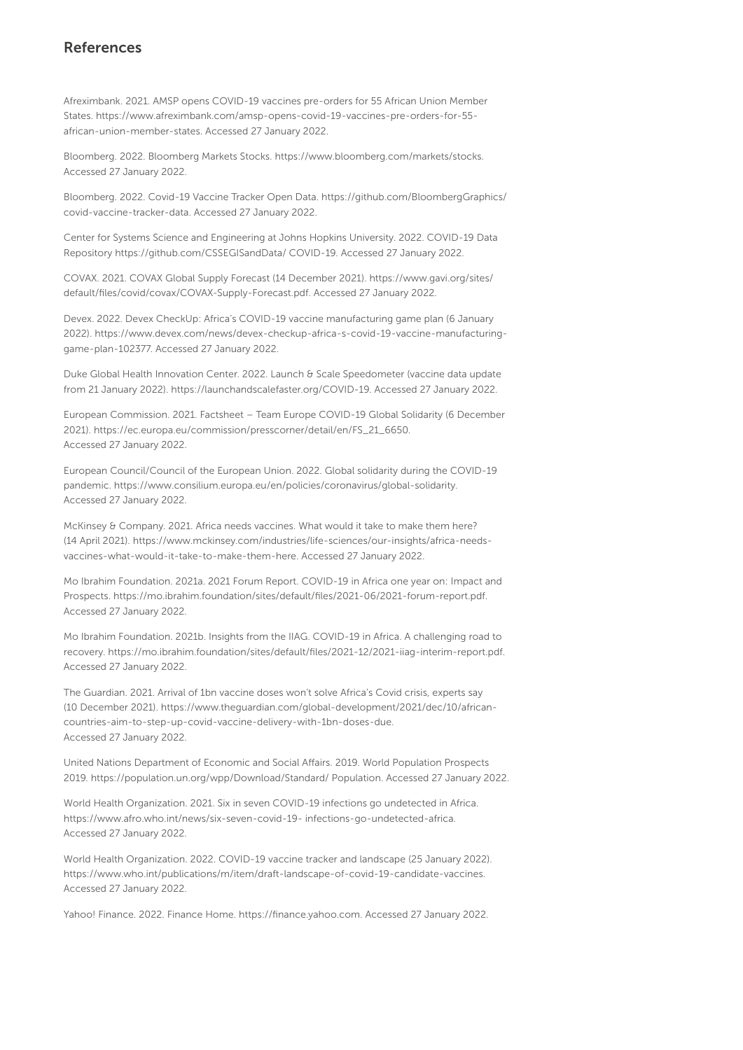## References

Afreximbank. 2021. AMSP opens COVID-19 vaccines pre-orders for 55 African Union Member States. https://www.afreximbank.com/amsp-opens-covid-19-vaccines-pre-orders-for-55-african-union-member-states. Accessed 27 January 2022.

Bloomberg. 2022. Bloomberg Markets Stocks. https://www.bloomberg.com/markets/stocks. Accessed 27 January 2022.

Bloomberg. 2022. Covid-19 Vaccine Tracker Open Data. https://github.com/BloombergGraphics/covid-vaccine-tracker-data. Accessed 27 January 2022.

Center for Systems Science and Engineering at Johns Hopkins University. 2022. COVID-19 Data Repository https://github.com/CSSEGISandData/ COVID-19. Accessed 27 January 2022.

COVAX. 2021. COVAX Global Supply Forecast (14 December 2021). https://www.gavi.org/sites/default/files/covid/covax/COVAX-Supply-Forecast.pdf. Accessed 27 January 2022.

Devex. 2022. Devex CheckUp: Africa's COVID-19 vaccine manufacturing game plan (6 January 2022). https://www.devex.com/news/devex-checkup-africa-s-covid-19-vaccine-manufacturing-game-plan-102377. Accessed 27 January 2022.

Duke Global Health Innovation Center. 2022. Launch & Scale Speedometer (vaccine data update from 21 January 2022). https://launchandscalefaster.org/COVID-19. Accessed 27 January 2022.

European Commission. 2021. Factsheet – Team Europe COVID-19 Global Solidarity (6 December 2021). https://ec.europa.eu/commission/presscorner/detail/en/FS_21_6650. Accessed 27 January 2022.

European Council/Council of the European Union. 2022. Global solidarity during the COVID-19 pandemic. https://www.consilium.europa.eu/en/policies/coronavirus/global-solidarity. Accessed 27 January 2022.

McKinsey & Company. 2021. Africa needs vaccines. What would it take to make them here? (14 April 2021). https://www.mckinsey.com/industries/life-sciences/our-insights/africa-needs-vaccines-what-would-it-take-to-make-them-here. Accessed 27 January 2022.

Mo Ibrahim Foundation. 2021a. 2021 Forum Report. COVID-19 in Africa one year on: Impact and Prospects. https://mo.ibrahim.foundation/sites/default/files/2021-06/2021-forum-report.pdf. Accessed 27 January 2022.

Mo Ibrahim Foundation. 2021b. Insights from the IIAG. COVID-19 in Africa. A challenging road to recovery. https://mo.ibrahim.foundation/sites/default/files/2021-12/2021-iiag-interim-report.pdf. Accessed 27 January 2022.

The Guardian. 2021. Arrival of 1bn vaccine doses won't solve Africa's Covid crisis, experts say (10 December 2021). https://www.theguardian.com/global-development/2021/dec/10/african-countries-aim-to-step-up-covid-vaccine-delivery-with-1bn-doses-due. Accessed 27 January 2022.

United Nations Department of Economic and Social Affairs. 2019. World Population Prospects 2019. https://population.un.org/wpp/Download/Standard/ Population. Accessed 27 January 2022.

World Health Organization. 2021. Six in seven COVID-19 infections go undetected in Africa. https://www.afro.who.int/news/six-seven-covid-19- infections-go-undetected-africa. Accessed 27 January 2022.

World Health Organization. 2022. COVID-19 vaccine tracker and landscape (25 January 2022). https://www.who.int/publications/m/item/draft-landscape-of-covid-19-candidate-vaccines. Accessed 27 January 2022.

Yahoo! Finance. 2022. Finance Home. https://finance.yahoo.com. Accessed 27 January 2022.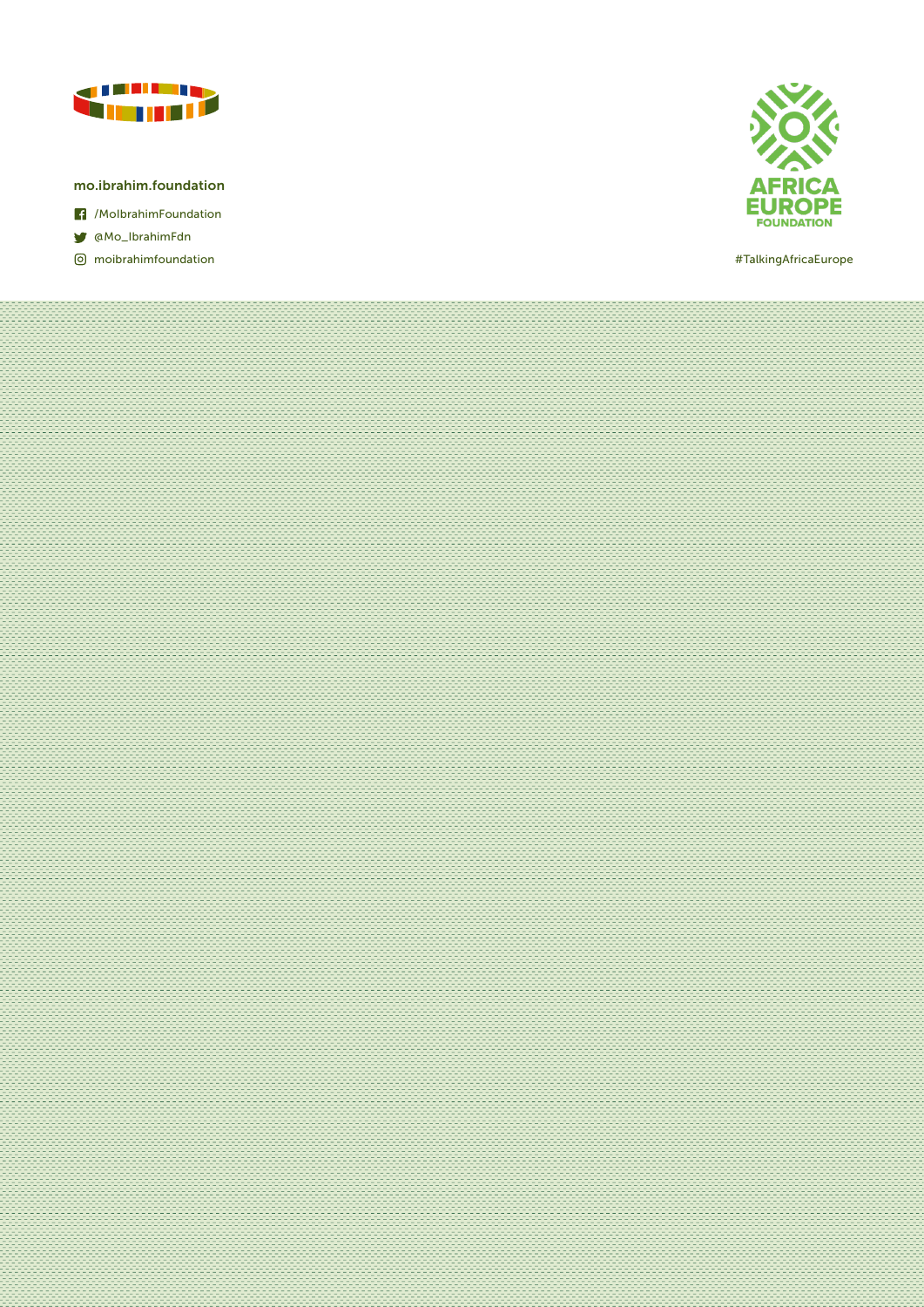mo.ibrahim.foundation

/MoIbrahimFoundation

@Mo_IbrahimFdn

moibrahimfoundation

AFRICA EUROPE FOUNDATION

#TalkingAfricaEurope